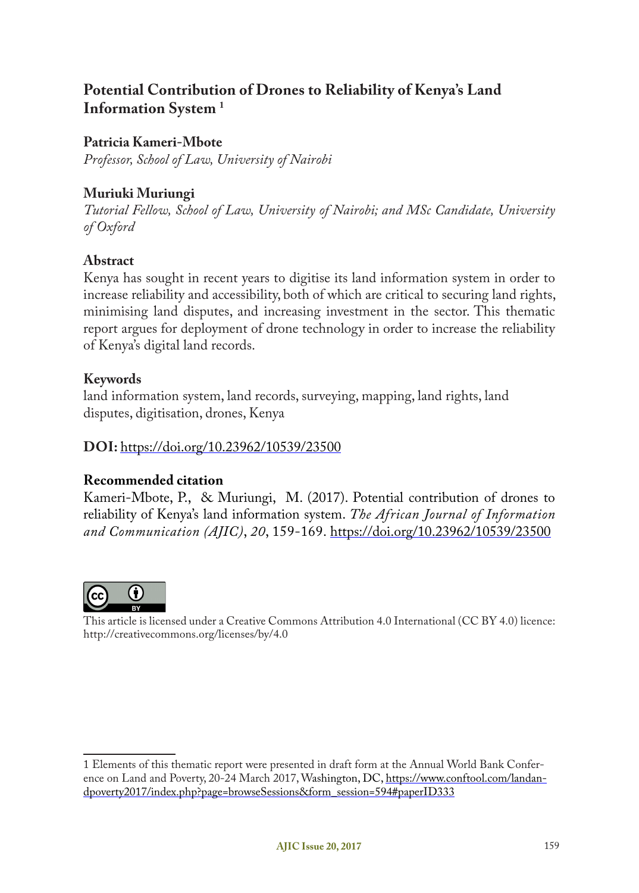# Potential Contribution of Drones to Reliability of Kenya's Land Information System [1]

**Patricia Kameri-Mbote**

*Professor, School of Law, University of Nairobi*

**Muriuki Muriungi**

*Tutorial Fellow, School of Law, University of Nairobi; and MSc Candidate, University of Oxford*

## Abstract

Kenya has sought in recent years to digitise its land information system in order to increase reliability and accessibility, both of which are critical to securing land rights, minimising land disputes, and increasing investment in the sector. This thematic report argues for deployment of drone technology in order to increase the reliability of Kenya's digital land records.

## Keywords

land information system, land records, surveying, mapping, land rights, land disputes, digitisation, drones, Kenya

**DOI:** https://doi.org/10.23962/10539/23500

## Recommended citation

Kameri-Mbote, P., & Muriungi, M. (2017). Potential contribution of drones to reliability of Kenya's land information system. *The African Journal of Information and Communication (AJIC)*, *20*, 159-169. https://doi.org/10.23962/10539/23500

This article is licensed under a Creative Commons Attribution 4.0 International (CC BY 4.0) licence: http://creativecommons.org/licenses/by/4.0

---

1 Elements of this thematic report were presented in draft form at the Annual World Bank Conference on Land and Poverty, 20-24 March 2017, Washington, DC, https://www.conftool.com/landandpoverty2017/index.php?page=browseSessions&form_session=594#paperID333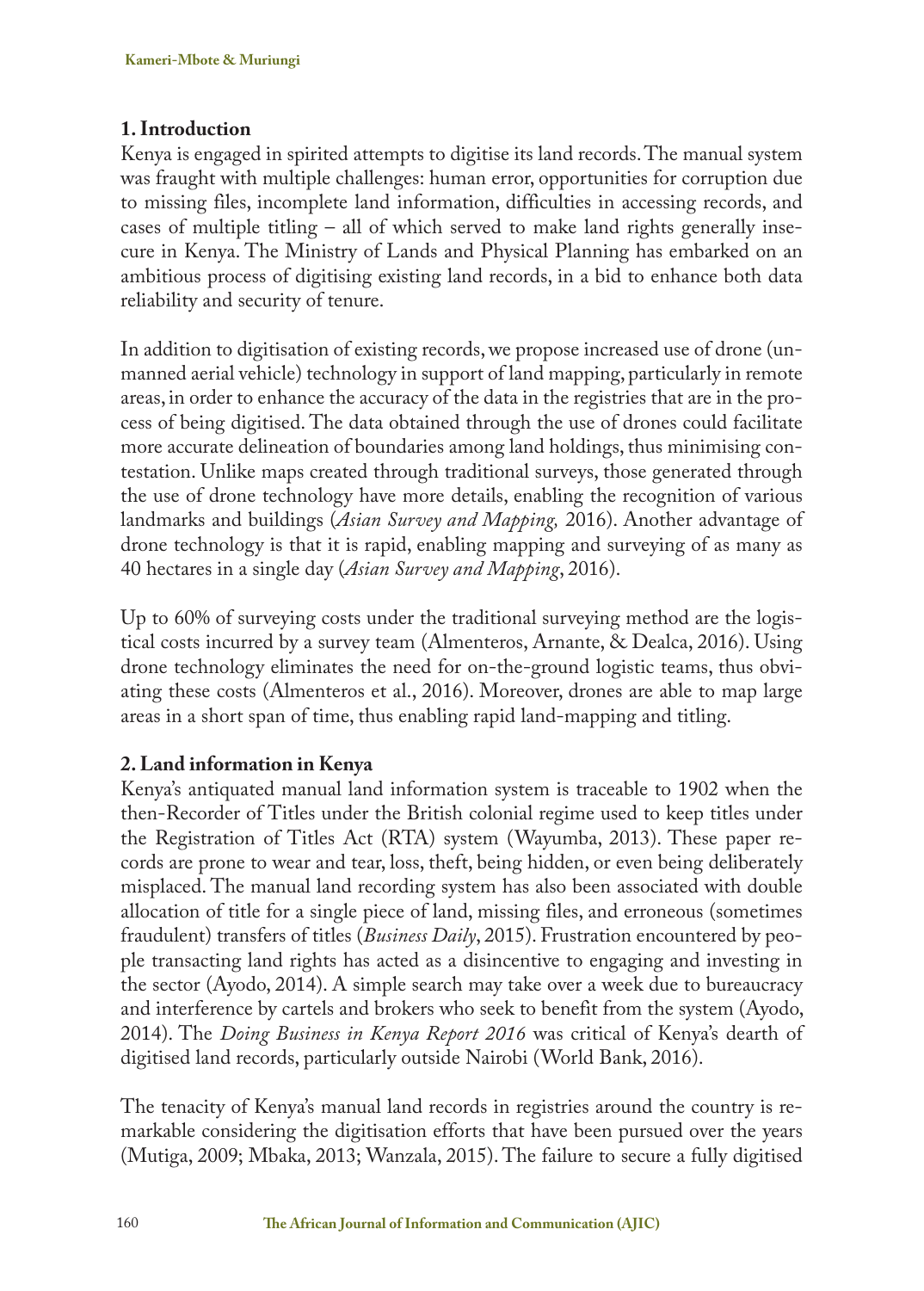## 1. Introduction

Kenya is engaged in spirited attempts to digitise its land records. The manual system was fraught with multiple challenges: human error, opportunities for corruption due to missing files, incomplete land information, difficulties in accessing records, and cases of multiple titling – all of which served to make land rights generally insecure in Kenya. The Ministry of Lands and Physical Planning has embarked on an ambitious process of digitising existing land records, in a bid to enhance both data reliability and security of tenure.

In addition to digitisation of existing records, we propose increased use of drone (unmanned aerial vehicle) technology in support of land mapping, particularly in remote areas, in order to enhance the accuracy of the data in the registries that are in the process of being digitised. The data obtained through the use of drones could facilitate more accurate delineation of boundaries among land holdings, thus minimising contestation. Unlike maps created through traditional surveys, those generated through the use of drone technology have more details, enabling the recognition of various landmarks and buildings (*Asian Survey and Mapping,* 2016). Another advantage of drone technology is that it is rapid, enabling mapping and surveying of as many as 40 hectares in a single day (*Asian Survey and Mapping*, 2016).

Up to 60% of surveying costs under the traditional surveying method are the logistical costs incurred by a survey team (Almenteros, Arnante, & Dealca, 2016). Using drone technology eliminates the need for on-the-ground logistic teams, thus obviating these costs (Almenteros et al., 2016). Moreover, drones are able to map large areas in a short span of time, thus enabling rapid land-mapping and titling.

## 2. Land information in Kenya

Kenya's antiquated manual land information system is traceable to 1902 when the then-Recorder of Titles under the British colonial regime used to keep titles under the Registration of Titles Act (RTA) system (Wayumba, 2013). These paper records are prone to wear and tear, loss, theft, being hidden, or even being deliberately misplaced. The manual land recording system has also been associated with double allocation of title for a single piece of land, missing files, and erroneous (sometimes fraudulent) transfers of titles (*Business Daily*, 2015). Frustration encountered by people transacting land rights has acted as a disincentive to engaging and investing in the sector (Ayodo, 2014). A simple search may take over a week due to bureaucracy and interference by cartels and brokers who seek to benefit from the system (Ayodo, 2014). The *Doing Business in Kenya Report 2016* was critical of Kenya's dearth of digitised land records, particularly outside Nairobi (World Bank, 2016).

The tenacity of Kenya's manual land records in registries around the country is remarkable considering the digitisation efforts that have been pursued over the years (Mutiga, 2009; Mbaka, 2013; Wanzala, 2015). The failure to secure a fully digitised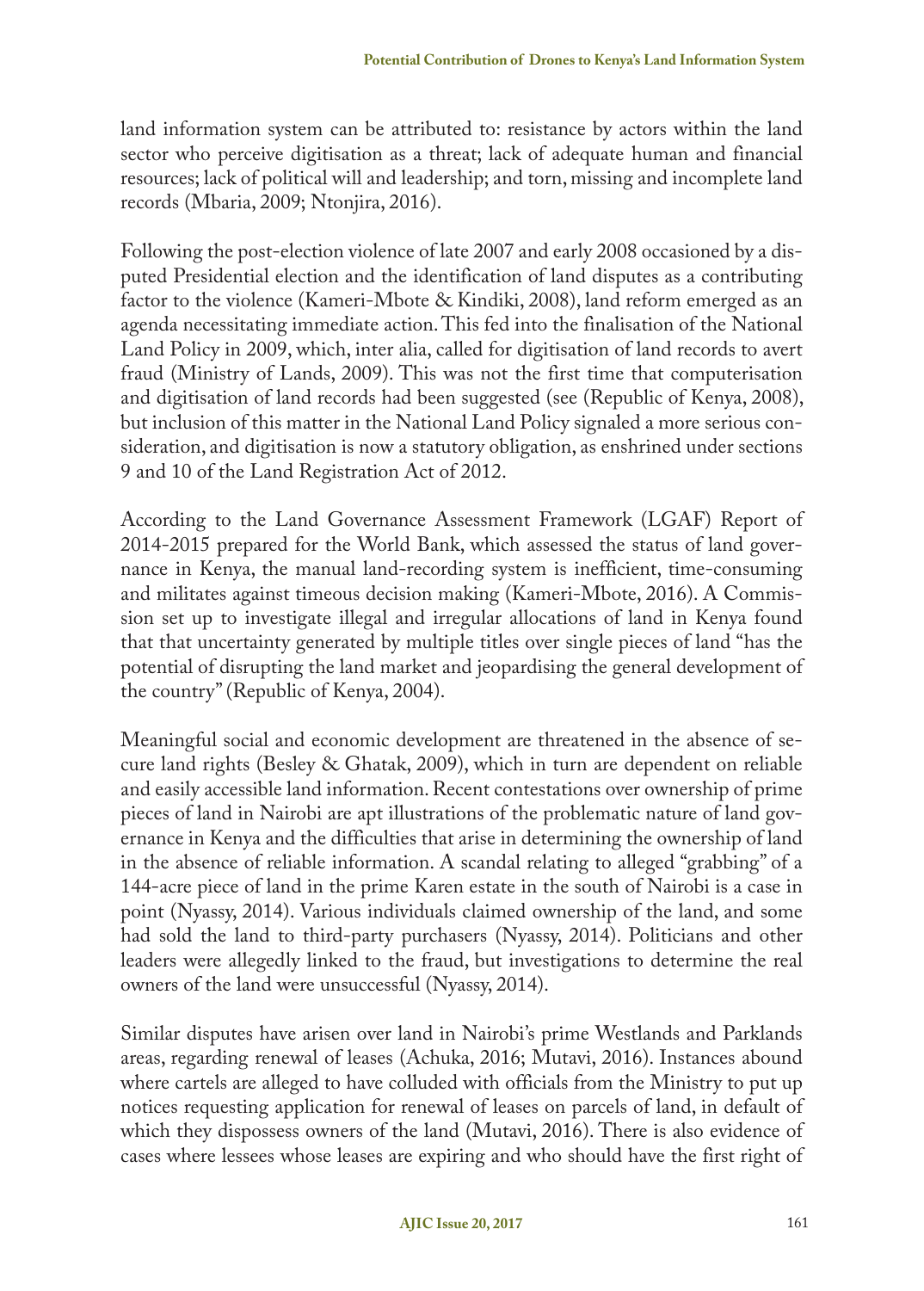land information system can be attributed to: resistance by actors within the land sector who perceive digitisation as a threat; lack of adequate human and financial resources; lack of political will and leadership; and torn, missing and incomplete land records (Mbaria, 2009; Ntonjira, 2016).

Following the post-election violence of late 2007 and early 2008 occasioned by a disputed Presidential election and the identification of land disputes as a contributing factor to the violence (Kameri-Mbote & Kindiki, 2008), land reform emerged as an agenda necessitating immediate action. This fed into the finalisation of the National Land Policy in 2009, which, inter alia, called for digitisation of land records to avert fraud (Ministry of Lands, 2009). This was not the first time that computerisation and digitisation of land records had been suggested (see (Republic of Kenya, 2008), but inclusion of this matter in the National Land Policy signaled a more serious consideration, and digitisation is now a statutory obligation, as enshrined under sections 9 and 10 of the Land Registration Act of 2012.

According to the Land Governance Assessment Framework (LGAF) Report of 2014-2015 prepared for the World Bank, which assessed the status of land governance in Kenya, the manual land-recording system is inefficient, time-consuming and militates against timeous decision making (Kameri-Mbote, 2016). A Commission set up to investigate illegal and irregular allocations of land in Kenya found that that uncertainty generated by multiple titles over single pieces of land "has the potential of disrupting the land market and jeopardising the general development of the country" (Republic of Kenya, 2004).

Meaningful social and economic development are threatened in the absence of secure land rights (Besley & Ghatak, 2009), which in turn are dependent on reliable and easily accessible land information. Recent contestations over ownership of prime pieces of land in Nairobi are apt illustrations of the problematic nature of land governance in Kenya and the difficulties that arise in determining the ownership of land in the absence of reliable information. A scandal relating to alleged "grabbing" of a 144-acre piece of land in the prime Karen estate in the south of Nairobi is a case in point (Nyassy, 2014). Various individuals claimed ownership of the land, and some had sold the land to third-party purchasers (Nyassy, 2014). Politicians and other leaders were allegedly linked to the fraud, but investigations to determine the real owners of the land were unsuccessful (Nyassy, 2014).

Similar disputes have arisen over land in Nairobi's prime Westlands and Parklands areas, regarding renewal of leases (Achuka, 2016; Mutavi, 2016). Instances abound where cartels are alleged to have colluded with officials from the Ministry to put up notices requesting application for renewal of leases on parcels of land, in default of which they dispossess owners of the land (Mutavi, 2016). There is also evidence of cases where lessees whose leases are expiring and who should have the first right of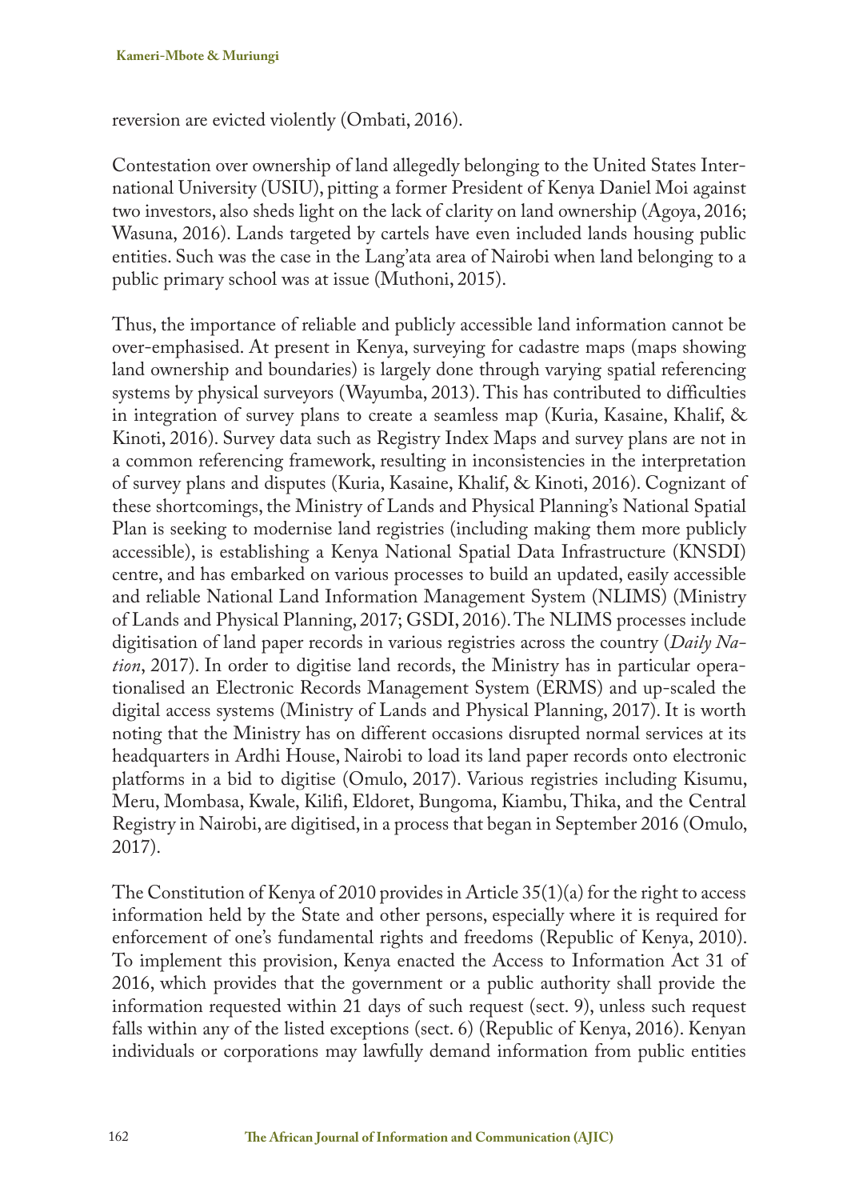reversion are evicted violently (Ombati, 2016).

Contestation over ownership of land allegedly belonging to the United States International University (USIU), pitting a former President of Kenya Daniel Moi against two investors, also sheds light on the lack of clarity on land ownership (Agoya, 2016; Wasuna, 2016). Lands targeted by cartels have even included lands housing public entities. Such was the case in the Lang'ata area of Nairobi when land belonging to a public primary school was at issue (Muthoni, 2015).

Thus, the importance of reliable and publicly accessible land information cannot be over-emphasised. At present in Kenya, surveying for cadastre maps (maps showing land ownership and boundaries) is largely done through varying spatial referencing systems by physical surveyors (Wayumba, 2013). This has contributed to difficulties in integration of survey plans to create a seamless map (Kuria, Kasaine, Khalif, & Kinoti, 2016). Survey data such as Registry Index Maps and survey plans are not in a common referencing framework, resulting in inconsistencies in the interpretation of survey plans and disputes (Kuria, Kasaine, Khalif, & Kinoti, 2016). Cognizant of these shortcomings, the Ministry of Lands and Physical Planning's National Spatial Plan is seeking to modernise land registries (including making them more publicly accessible), is establishing a Kenya National Spatial Data Infrastructure (KNSDI) centre, and has embarked on various processes to build an updated, easily accessible and reliable National Land Information Management System (NLIMS) (Ministry of Lands and Physical Planning, 2017; GSDI, 2016). The NLIMS processes include digitisation of land paper records in various registries across the country (*Daily Nation*, 2017). In order to digitise land records, the Ministry has in particular operationalised an Electronic Records Management System (ERMS) and up-scaled the digital access systems (Ministry of Lands and Physical Planning, 2017). It is worth noting that the Ministry has on different occasions disrupted normal services at its headquarters in Ardhi House, Nairobi to load its land paper records onto electronic platforms in a bid to digitise (Omulo, 2017). Various registries including Kisumu, Meru, Mombasa, Kwale, Kilifi, Eldoret, Bungoma, Kiambu, Thika, and the Central Registry in Nairobi, are digitised, in a process that began in September 2016 (Omulo, 2017).

The Constitution of Kenya of 2010 provides in Article 35(1)(a) for the right to access information held by the State and other persons, especially where it is required for enforcement of one's fundamental rights and freedoms (Republic of Kenya, 2010). To implement this provision, Kenya enacted the Access to Information Act 31 of 2016, which provides that the government or a public authority shall provide the information requested within 21 days of such request (sect. 9), unless such request falls within any of the listed exceptions (sect. 6) (Republic of Kenya, 2016). Kenyan individuals or corporations may lawfully demand information from public entities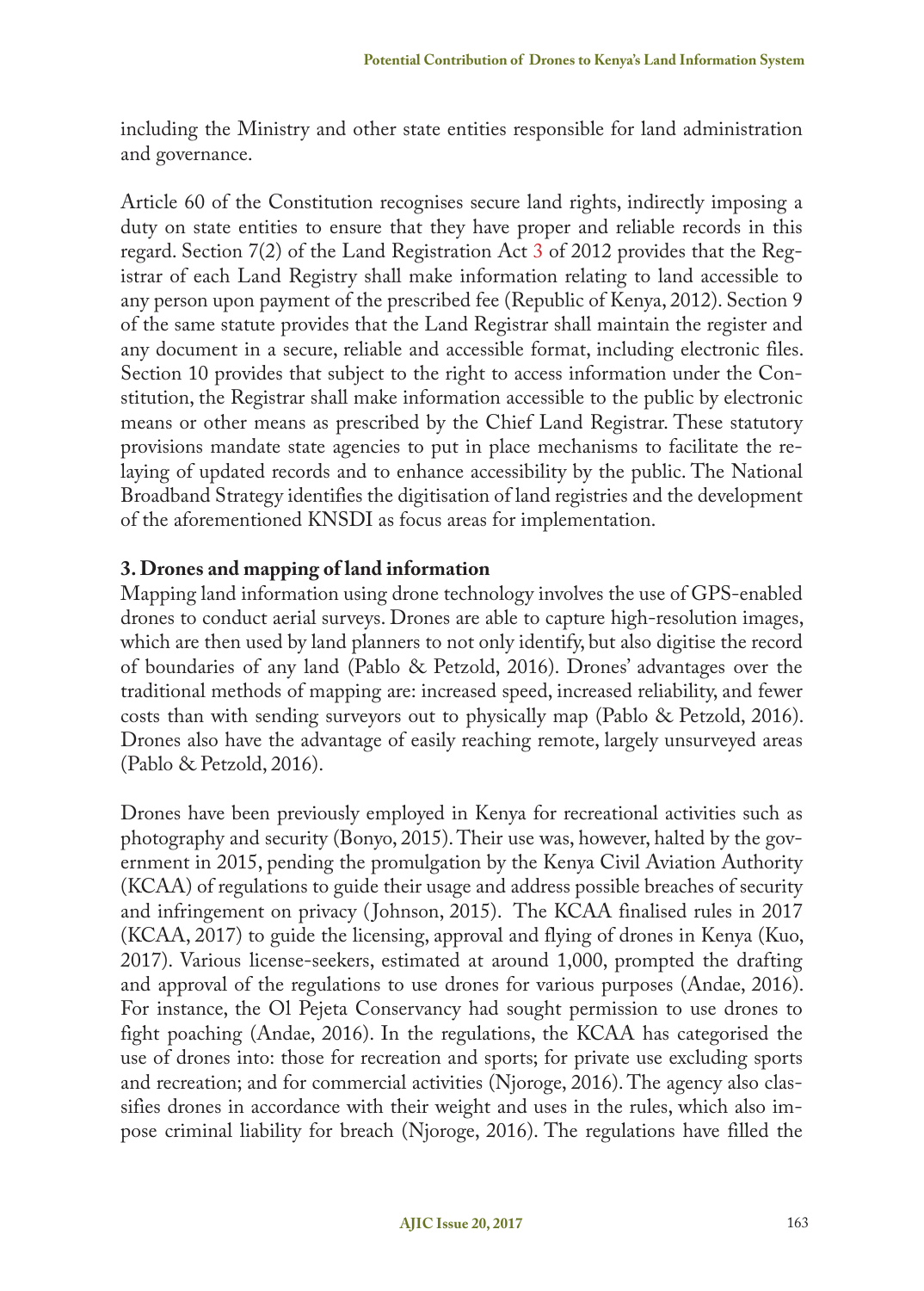including the Ministry and other state entities responsible for land administration and governance.

Article 60 of the Constitution recognises secure land rights, indirectly imposing a duty on state entities to ensure that they have proper and reliable records in this regard. Section 7(2) of the Land Registration Act 3 of 2012 provides that the Registrar of each Land Registry shall make information relating to land accessible to any person upon payment of the prescribed fee (Republic of Kenya, 2012). Section 9 of the same statute provides that the Land Registrar shall maintain the register and any document in a secure, reliable and accessible format, including electronic files. Section 10 provides that subject to the right to access information under the Constitution, the Registrar shall make information accessible to the public by electronic means or other means as prescribed by the Chief Land Registrar. These statutory provisions mandate state agencies to put in place mechanisms to facilitate the relaying of updated records and to enhance accessibility by the public. The National Broadband Strategy identifies the digitisation of land registries and the development of the aforementioned KNSDI as focus areas for implementation.

## 3. Drones and mapping of land information

Mapping land information using drone technology involves the use of GPS-enabled drones to conduct aerial surveys. Drones are able to capture high-resolution images, which are then used by land planners to not only identify, but also digitise the record of boundaries of any land (Pablo & Petzold, 2016). Drones' advantages over the traditional methods of mapping are: increased speed, increased reliability, and fewer costs than with sending surveyors out to physically map (Pablo & Petzold, 2016). Drones also have the advantage of easily reaching remote, largely unsurveyed areas (Pablo & Petzold, 2016).

Drones have been previously employed in Kenya for recreational activities such as photography and security (Bonyo, 2015). Their use was, however, halted by the government in 2015, pending the promulgation by the Kenya Civil Aviation Authority (KCAA) of regulations to guide their usage and address possible breaches of security and infringement on privacy (Johnson, 2015). The KCAA finalised rules in 2017 (KCAA, 2017) to guide the licensing, approval and flying of drones in Kenya (Kuo, 2017). Various license-seekers, estimated at around 1,000, prompted the drafting and approval of the regulations to use drones for various purposes (Andae, 2016). For instance, the Ol Pejeta Conservancy had sought permission to use drones to fight poaching (Andae, 2016). In the regulations, the KCAA has categorised the use of drones into: those for recreation and sports; for private use excluding sports and recreation; and for commercial activities (Njoroge, 2016). The agency also classifies drones in accordance with their weight and uses in the rules, which also impose criminal liability for breach (Njoroge, 2016). The regulations have filled the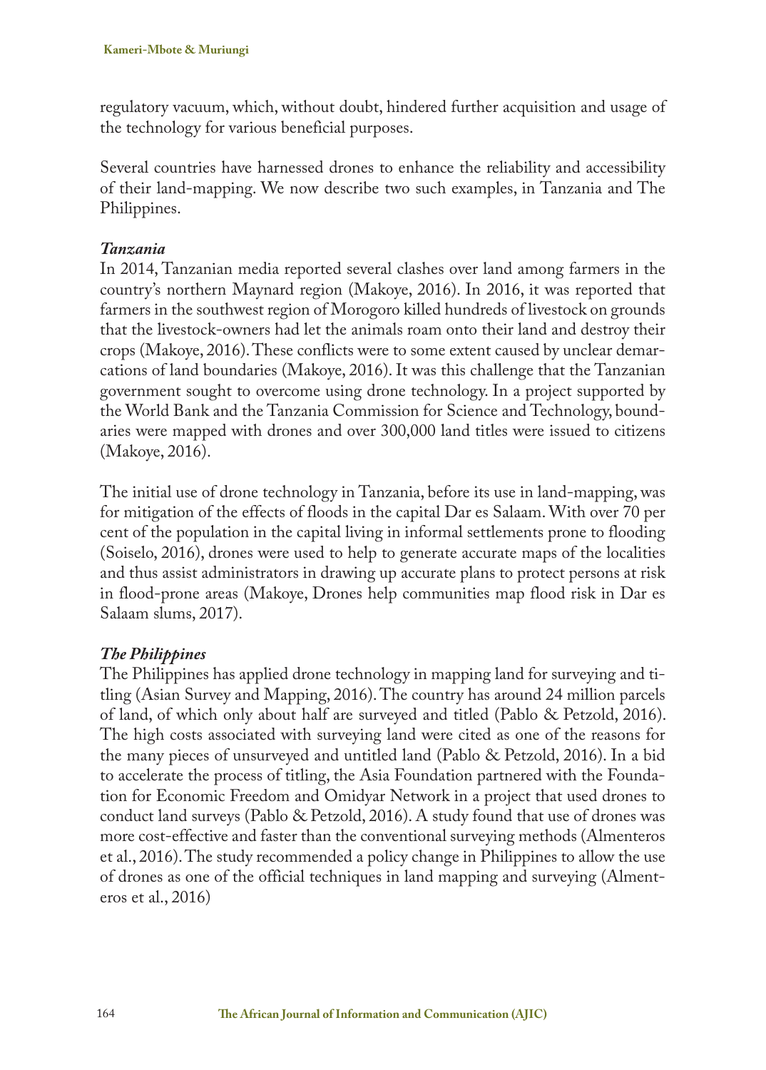regulatory vacuum, which, without doubt, hindered further acquisition and usage of the technology for various beneficial purposes.

Several countries have harnessed drones to enhance the reliability and accessibility of their land-mapping. We now describe two such examples, in Tanzania and The Philippines.

***Tanzania***

In 2014, Tanzanian media reported several clashes over land among farmers in the country's northern Maynard region (Makoye, 2016). In 2016, it was reported that farmers in the southwest region of Morogoro killed hundreds of livestock on grounds that the livestock-owners had let the animals roam onto their land and destroy their crops (Makoye, 2016). These conflicts were to some extent caused by unclear demarcations of land boundaries (Makoye, 2016). It was this challenge that the Tanzanian government sought to overcome using drone technology. In a project supported by the World Bank and the Tanzania Commission for Science and Technology, boundaries were mapped with drones and over 300,000 land titles were issued to citizens (Makoye, 2016).

The initial use of drone technology in Tanzania, before its use in land-mapping, was for mitigation of the effects of floods in the capital Dar es Salaam. With over 70 per cent of the population in the capital living in informal settlements prone to flooding (Soiselo, 2016), drones were used to help to generate accurate maps of the localities and thus assist administrators in drawing up accurate plans to protect persons at risk in flood-prone areas (Makoye, Drones help communities map flood risk in Dar es Salaam slums, 2017).

***The Philippines***

The Philippines has applied drone technology in mapping land for surveying and titling (Asian Survey and Mapping, 2016). The country has around 24 million parcels of land, of which only about half are surveyed and titled (Pablo & Petzold, 2016). The high costs associated with surveying land were cited as one of the reasons for the many pieces of unsurveyed and untitled land (Pablo & Petzold, 2016). In a bid to accelerate the process of titling, the Asia Foundation partnered with the Foundation for Economic Freedom and Omidyar Network in a project that used drones to conduct land surveys (Pablo & Petzold, 2016). A study found that use of drones was more cost-effective and faster than the conventional surveying methods (Almenteros et al., 2016). The study recommended a policy change in Philippines to allow the use of drones as one of the official techniques in land mapping and surveying (Almenteros et al., 2016)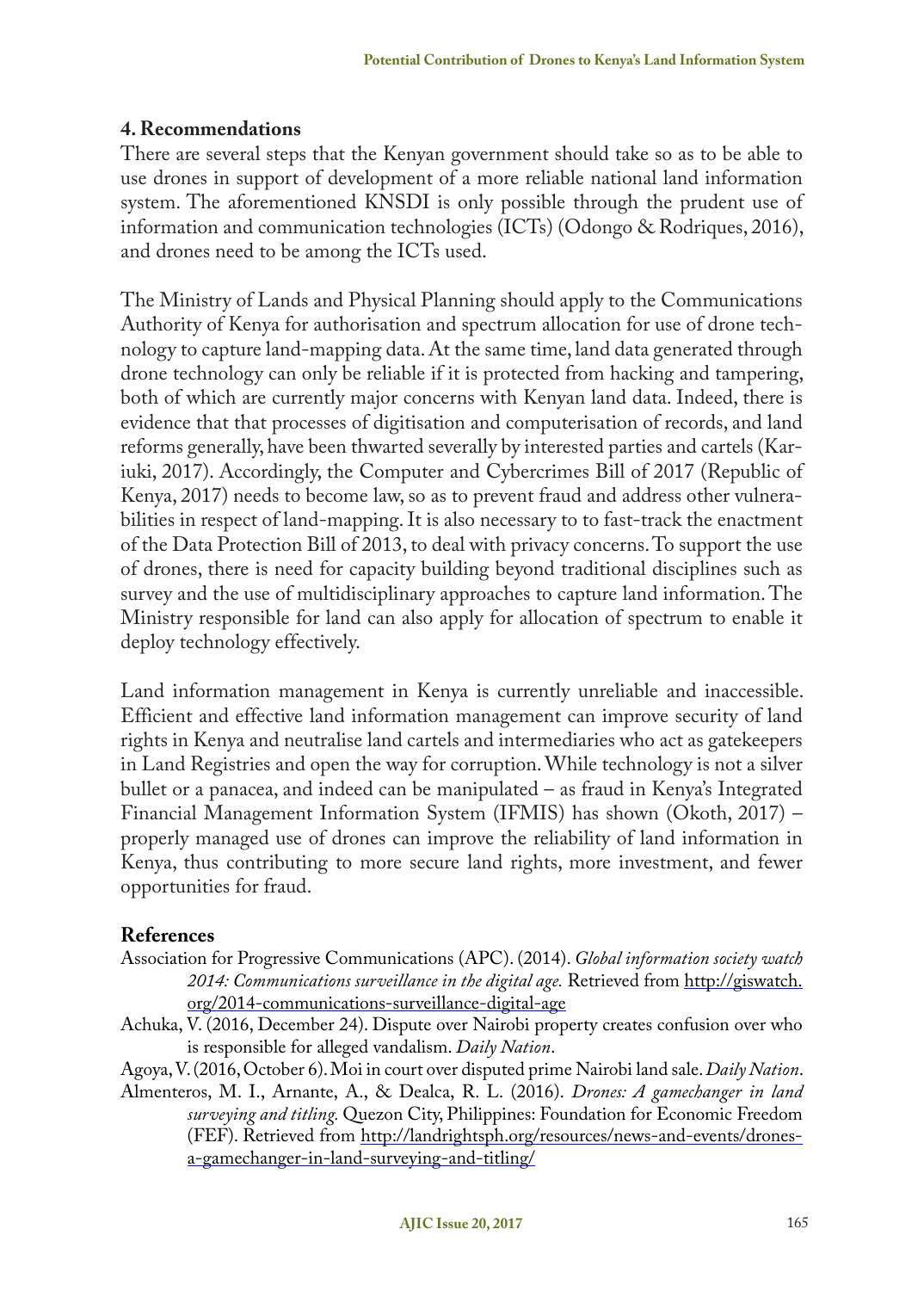## 4. Recommendations

There are several steps that the Kenyan government should take so as to be able to use drones in support of development of a more reliable national land information system. The aforementioned KNSDI is only possible through the prudent use of information and communication technologies (ICTs) (Odongo & Rodriques, 2016), and drones need to be among the ICTs used.

The Ministry of Lands and Physical Planning should apply to the Communications Authority of Kenya for authorisation and spectrum allocation for use of drone technology to capture land-mapping data. At the same time, land data generated through drone technology can only be reliable if it is protected from hacking and tampering, both of which are currently major concerns with Kenyan land data. Indeed, there is evidence that that processes of digitisation and computerisation of records, and land reforms generally, have been thwarted severally by interested parties and cartels (Kariuki, 2017). Accordingly, the Computer and Cybercrimes Bill of 2017 (Republic of Kenya, 2017) needs to become law, so as to prevent fraud and address other vulnerabilities in respect of land-mapping. It is also necessary to to fast-track the enactment of the Data Protection Bill of 2013, to deal with privacy concerns. To support the use of drones, there is need for capacity building beyond traditional disciplines such as survey and the use of multidisciplinary approaches to capture land information. The Ministry responsible for land can also apply for allocation of spectrum to enable it deploy technology effectively.

Land information management in Kenya is currently unreliable and inaccessible. Efficient and effective land information management can improve security of land rights in Kenya and neutralise land cartels and intermediaries who act as gatekeepers in Land Registries and open the way for corruption. While technology is not a silver bullet or a panacea, and indeed can be manipulated – as fraud in Kenya's Integrated Financial Management Information System (IFMIS) has shown (Okoth, 2017) – properly managed use of drones can improve the reliability of land information in Kenya, thus contributing to more secure land rights, more investment, and fewer opportunities for fraud.

## References

Association for Progressive Communications (APC). (2014). *Global information society watch 2014: Communications surveillance in the digital age.* Retrieved from http://giswatch.org/2014-communications-surveillance-digital-age

Achuka, V. (2016, December 24). Dispute over Nairobi property creates confusion over who is responsible for alleged vandalism. *Daily Nation*.

Agoya, V. (2016, October 6). Moi in court over disputed prime Nairobi land sale. *Daily Nation*.

Almenteros, M. I., Arnante, A., & Dealca, R. L. (2016). *Drones: A gamechanger in land surveying and titling.* Quezon City, Philippines: Foundation for Economic Freedom (FEF). Retrieved from http://landrightsph.org/resources/news-and-events/drones-a-gamechanger-in-land-surveying-and-titling/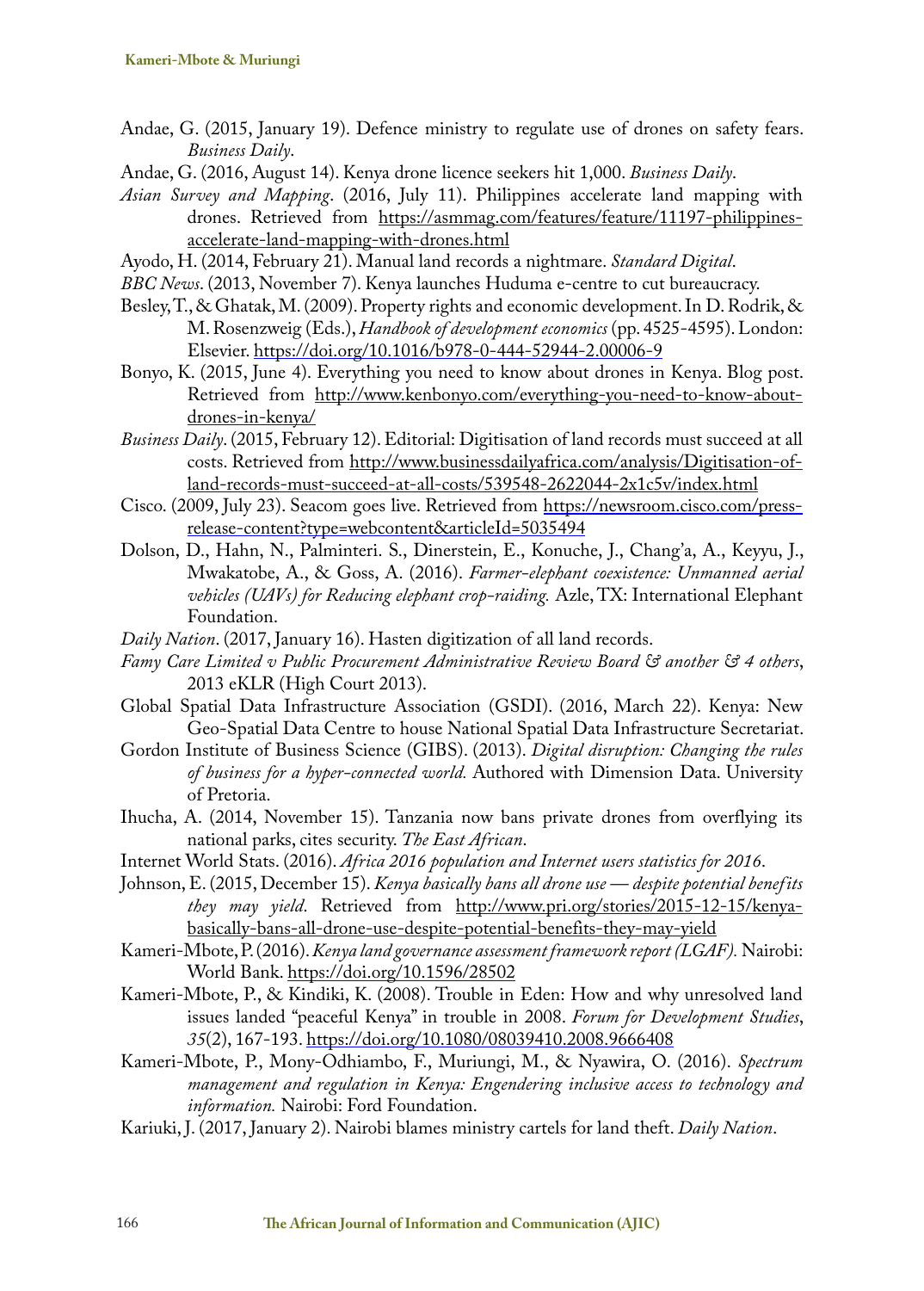Andae, G. (2015, January 19). Defence ministry to regulate use of drones on safety fears. *Business Daily*.

Andae, G. (2016, August 14). Kenya drone licence seekers hit 1,000. *Business Daily*.

*Asian Survey and Mapping*. (2016, July 11). Philippines accelerate land mapping with drones. Retrieved from https://asmmag.com/features/feature/11197-philippines-accelerate-land-mapping-with-drones.html

Ayodo, H. (2014, February 21). Manual land records a nightmare. *Standard Digital*.

*BBC News*. (2013, November 7). Kenya launches Huduma e-centre to cut bureaucracy.

Besley, T., & Ghatak, M. (2009). Property rights and economic development. In D. Rodrik, & M. Rosenzweig (Eds.), *Handbook of development economics* (pp. 4525-4595). London: Elsevier. https://doi.org/10.1016/b978-0-444-52944-2.00006-9

Bonyo, K. (2015, June 4). Everything you need to know about drones in Kenya. Blog post. Retrieved from http://www.kenbonyo.com/everything-you-need-to-know-about-drones-in-kenya/

*Business Daily*. (2015, February 12). Editorial: Digitisation of land records must succeed at all costs. Retrieved from http://www.businessdailyafrica.com/analysis/Digitisation-of-land-records-must-succeed-at-all-costs/539548-2622044-2x1c5v/index.html

Cisco. (2009, July 23). Seacom goes live. Retrieved from https://newsroom.cisco.com/press-release-content?type=webcontent&articleId=5035494

Dolson, D., Hahn, N., Palminteri. S., Dinerstein, E., Konuche, J., Chang'a, A., Keyyu, J., Mwakatobe, A., & Goss, A. (2016). *Farmer-elephant coexistence: Unmanned aerial vehicles (UAVs) for Reducing elephant crop-raiding.* Azle, TX: International Elephant Foundation.

*Daily Nation*. (2017, January 16). Hasten digitization of all land records.

*Famy Care Limited v Public Procurement Administrative Review Board & another & 4 others*, 2013 eKLR (High Court 2013).

Global Spatial Data Infrastructure Association (GSDI). (2016, March 22). Kenya: New Geo-Spatial Data Centre to house National Spatial Data Infrastructure Secretariat.

Gordon Institute of Business Science (GIBS). (2013). *Digital disruption: Changing the rules of business for a hyper-connected world.* Authored with Dimension Data. University of Pretoria.

Ihucha, A. (2014, November 15). Tanzania now bans private drones from overflying its national parks, cites security. *The East African*.

Internet World Stats. (2016). *Africa 2016 population and Internet users statistics for 2016*.

Johnson, E. (2015, December 15). *Kenya basically bans all drone use — despite potential benefits they may yield*. Retrieved from http://www.pri.org/stories/2015-12-15/kenya-basically-bans-all-drone-use-despite-potential-benefits-they-may-yield

Kameri-Mbote, P. (2016). *Kenya land governance assessment framework report (LGAF).* Nairobi: World Bank. https://doi.org/10.1596/28502

Kameri-Mbote, P., & Kindiki, K. (2008). Trouble in Eden: How and why unresolved land issues landed "peaceful Kenya" in trouble in 2008. *Forum for Development Studies*, *35*(2), 167-193. https://doi.org/10.1080/08039410.2008.9666408

Kameri-Mbote, P., Mony-Odhiambo, F., Muriungi, M., & Nyawira, O. (2016). *Spectrum management and regulation in Kenya: Engendering inclusive access to technology and information.* Nairobi: Ford Foundation.

Kariuki, J. (2017, January 2). Nairobi blames ministry cartels for land theft. *Daily Nation*.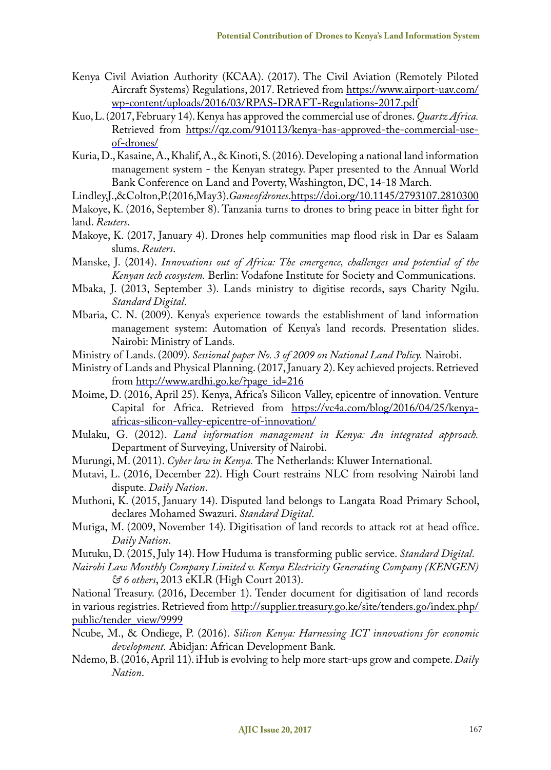Kenya Civil Aviation Authority (KCAA). (2017). The Civil Aviation (Remotely Piloted Aircraft Systems) Regulations, 2017. Retrieved from https://www.airport-uav.com/wp-content/uploads/2016/03/RPAS-DRAFT-Regulations-2017.pdf

Kuo, L. (2017, February 14). Kenya has approved the commercial use of drones. *Quartz Africa.* Retrieved from https://qz.com/910113/kenya-has-approved-the-commercial-use-of-drones/

Kuria, D., Kasaine, A., Khalif, A., & Kinoti, S. (2016). Developing a national land information management system - the Kenyan strategy. Paper presented to the Annual World Bank Conference on Land and Poverty, Washington, DC, 14-18 March.

Lindley, J., & Colton, P. (2016, May 3). *Game of drones*. https://doi.org/10.1145/2793107.2810300

Makoye, K. (2016, September 8). Tanzania turns to drones to bring peace in bitter fight for land. *Reuters*.

Makoye, K. (2017, January 4). Drones help communities map flood risk in Dar es Salaam slums. *Reuters*.

Manske, J. (2014). *Innovations out of Africa: The emergence, challenges and potential of the Kenyan tech ecosystem.* Berlin: Vodafone Institute for Society and Communications.

Mbaka, J. (2013, September 3). Lands ministry to digitise records, says Charity Ngilu. *Standard Digital*.

Mbaria, C. N. (2009). Kenya's experience towards the establishment of land information management system: Automation of Kenya's land records. Presentation slides. Nairobi: Ministry of Lands.

Ministry of Lands. (2009). *Sessional paper No. 3 of 2009 on National Land Policy.* Nairobi.

Ministry of Lands and Physical Planning. (2017, January 2). Key achieved projects. Retrieved from http://www.ardhi.go.ke/?page_id=216

Moime, D. (2016, April 25). Kenya, Africa's Silicon Valley, epicentre of innovation. Venture Capital for Africa. Retrieved from https://vc4a.com/blog/2016/04/25/kenya-africas-silicon-valley-epicentre-of-innovation/

Mulaku, G. (2012). *Land information management in Kenya: An integrated approach.* Department of Surveying, University of Nairobi.

Murungi, M. (2011). *Cyber law in Kenya.* The Netherlands: Kluwer International.

Mutavi, L. (2016, December 22). High Court restrains NLC from resolving Nairobi land dispute. *Daily Nation*.

Muthoni, K. (2015, January 14). Disputed land belongs to Langata Road Primary School, declares Mohamed Swazuri. *Standard Digital*.

Mutiga, M. (2009, November 14). Digitisation of land records to attack rot at head office. *Daily Nation*.

Mutuku, D. (2015, July 14). How Huduma is transforming public service. *Standard Digital*.

*Nairobi Law Monthly Company Limited v. Kenya Electricity Generating Company (KENGEN) & 6 others*, 2013 eKLR (High Court 2013).

National Treasury. (2016, December 1). Tender document for digitisation of land records in various registries. Retrieved from http://supplier.treasury.go.ke/site/tenders.go/index.php/public/tender_view/9999

Ncube, M., & Ondiege, P. (2016). *Silicon Kenya: Harnessing ICT innovations for economic development.* Abidjan: African Development Bank.

Ndemo, B. (2016, April 11). iHub is evolving to help more start-ups grow and compete. *Daily Nation*.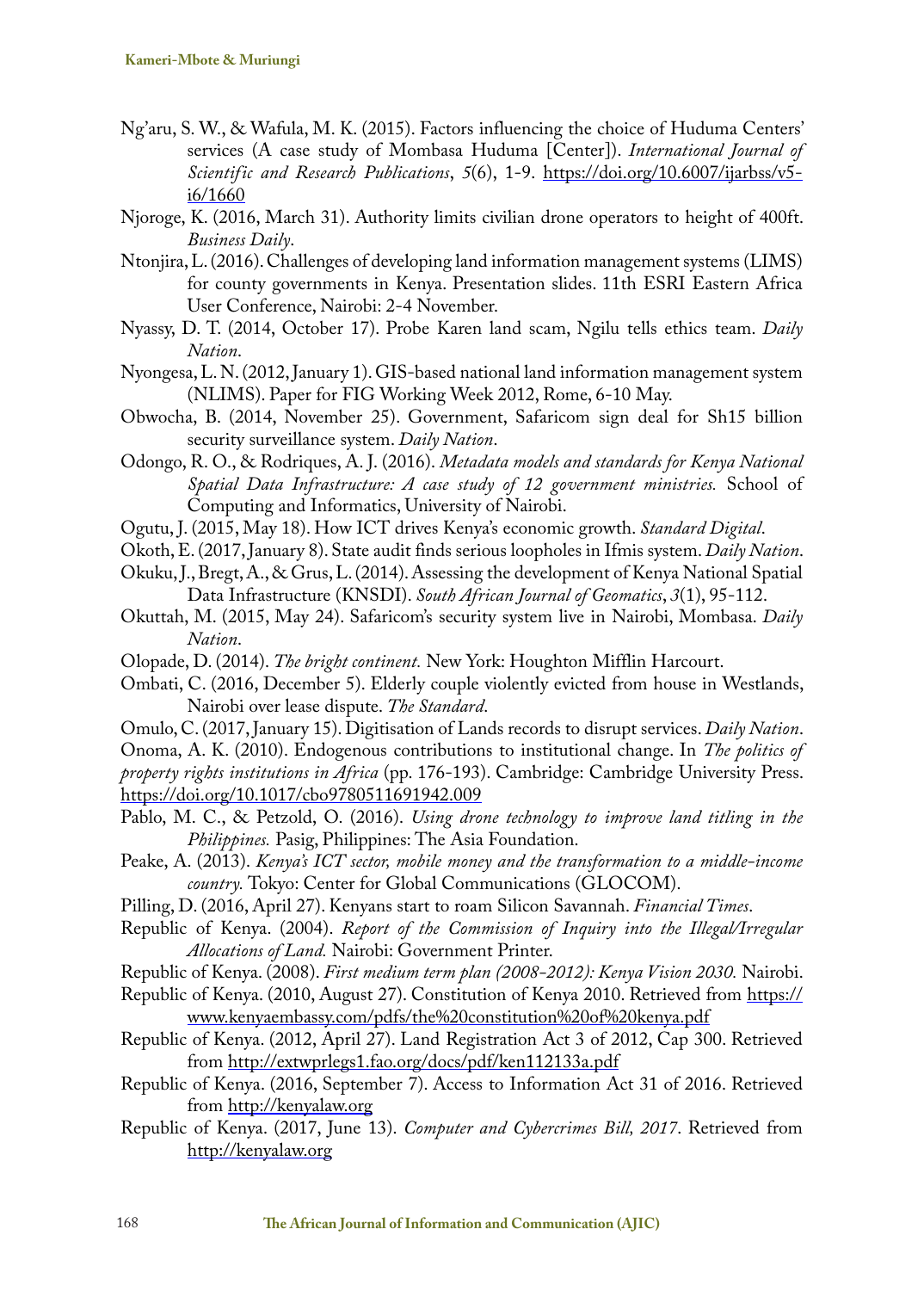Ng'aru, S. W., & Wafula, M. K. (2015). Factors influencing the choice of Huduma Centers' services (A case study of Mombasa Huduma [Center]). *International Journal of Scientific and Research Publications*, *5*(6), 1-9. https://doi.org/10.6007/ijarbss/v5-i6/1660

Njoroge, K. (2016, March 31). Authority limits civilian drone operators to height of 400ft. *Business Daily*.

Ntonjira, L. (2016). Challenges of developing land information management systems (LIMS) for county governments in Kenya. Presentation slides. 11th ESRI Eastern Africa User Conference, Nairobi: 2-4 November.

Nyassy, D. T. (2014, October 17). Probe Karen land scam, Ngilu tells ethics team. *Daily Nation*.

Nyongesa, L. N. (2012, January 1). GIS-based national land information management system (NLIMS). Paper for FIG Working Week 2012, Rome, 6-10 May.

Obwocha, B. (2014, November 25). Government, Safaricom sign deal for Sh15 billion security surveillance system. *Daily Nation*.

Odongo, R. O., & Rodriques, A. J. (2016). *Metadata models and standards for Kenya National Spatial Data Infrastructure: A case study of 12 government ministries.* School of Computing and Informatics, University of Nairobi.

Ogutu, J. (2015, May 18). How ICT drives Kenya's economic growth. *Standard Digital*.

Okoth, E. (2017, January 8). State audit finds serious loopholes in Ifmis system. *Daily Nation*.

Okuku, J., Bregt, A., & Grus, L. (2014). Assessing the development of Kenya National Spatial Data Infrastructure (KNSDI). *South African Journal of Geomatics*, *3*(1), 95-112.

Okuttah, M. (2015, May 24). Safaricom's security system live in Nairobi, Mombasa. *Daily Nation*.

Olopade, D. (2014). *The bright continent.* New York: Houghton Mifflin Harcourt.

Ombati, C. (2016, December 5). Elderly couple violently evicted from house in Westlands, Nairobi over lease dispute. *The Standard*.

Omulo, C. (2017, January 15). Digitisation of Lands records to disrupt services. *Daily Nation*.

Onoma, A. K. (2010). Endogenous contributions to institutional change. In *The politics of property rights institutions in Africa* (pp. 176-193). Cambridge: Cambridge University Press. https://doi.org/10.1017/cbo9780511691942.009

Pablo, M. C., & Petzold, O. (2016). *Using drone technology to improve land titling in the Philippines.* Pasig, Philippines: The Asia Foundation.

Peake, A. (2013). *Kenya's ICT sector, mobile money and the transformation to a middle-income country.* Tokyo: Center for Global Communications (GLOCOM).

Pilling, D. (2016, April 27). Kenyans start to roam Silicon Savannah. *Financial Times*.

Republic of Kenya. (2004). *Report of the Commission of Inquiry into the Illegal/Irregular Allocations of Land.* Nairobi: Government Printer.

Republic of Kenya. (2008). *First medium term plan (2008-2012): Kenya Vision 2030.* Nairobi.

Republic of Kenya. (2010, August 27). Constitution of Kenya 2010. Retrieved from https://www.kenyaembassy.com/pdfs/the%20constitution%20of%20kenya.pdf

Republic of Kenya. (2012, April 27). Land Registration Act 3 of 2012, Cap 300. Retrieved from http://extwprlegs1.fao.org/docs/pdf/ken112133a.pdf

Republic of Kenya. (2016, September 7). Access to Information Act 31 of 2016. Retrieved from http://kenyalaw.org

Republic of Kenya. (2017, June 13). *Computer and Cybercrimes Bill, 2017*. Retrieved from http://kenyalaw.org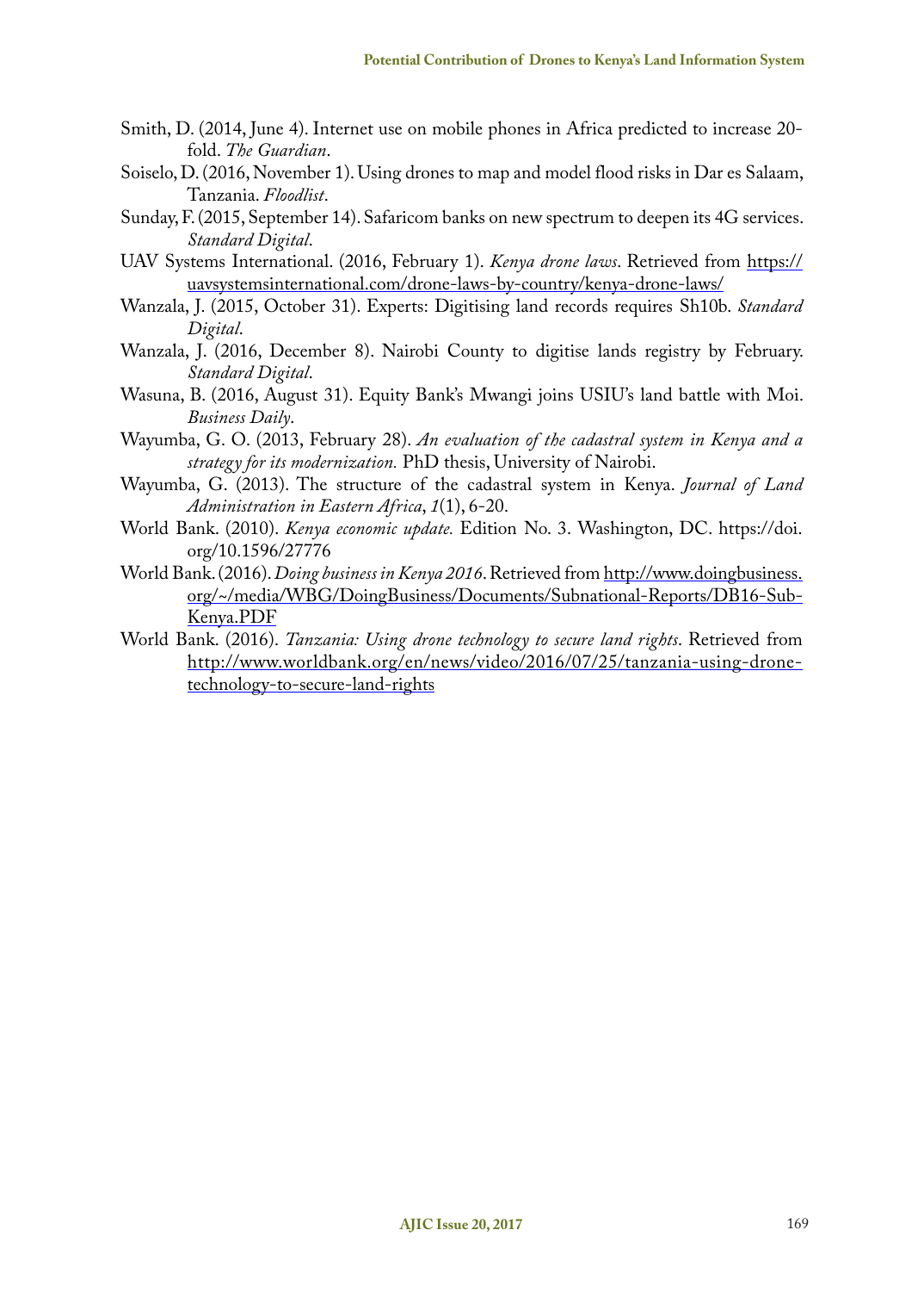Smith, D. (2014, June 4). Internet use on mobile phones in Africa predicted to increase 20-fold. *The Guardian*.

Soiselo, D. (2016, November 1). Using drones to map and model flood risks in Dar es Salaam, Tanzania. *Floodlist*.

Sunday, F. (2015, September 14). Safaricom banks on new spectrum to deepen its 4G services. *Standard Digital*.

UAV Systems International. (2016, February 1). *Kenya drone laws*. Retrieved from https://uavsystemsinternational.com/drone-laws-by-country/kenya-drone-laws/

Wanzala, J. (2015, October 31). Experts: Digitising land records requires Sh10b. *Standard Digital*.

Wanzala, J. (2016, December 8). Nairobi County to digitise lands registry by February. *Standard Digital*.

Wasuna, B. (2016, August 31). Equity Bank's Mwangi joins USIU's land battle with Moi. *Business Daily*.

Wayumba, G. O. (2013, February 28). *An evaluation of the cadastral system in Kenya and a strategy for its modernization.* PhD thesis, University of Nairobi.

Wayumba, G. (2013). The structure of the cadastral system in Kenya. *Journal of Land Administration in Eastern Africa*, *1*(1), 6-20.

World Bank. (2010). *Kenya economic update.* Edition No. 3. Washington, DC. https://doi.org/10.1596/27776

World Bank. (2016). *Doing business in Kenya 2016*. Retrieved from http://www.doingbusiness.org/~/media/WBG/DoingBusiness/Documents/Subnational-Reports/DB16-Sub-Kenya.PDF

World Bank. (2016). *Tanzania: Using drone technology to secure land rights*. Retrieved from http://www.worldbank.org/en/news/video/2016/07/25/tanzania-using-drone-technology-to-secure-land-rights